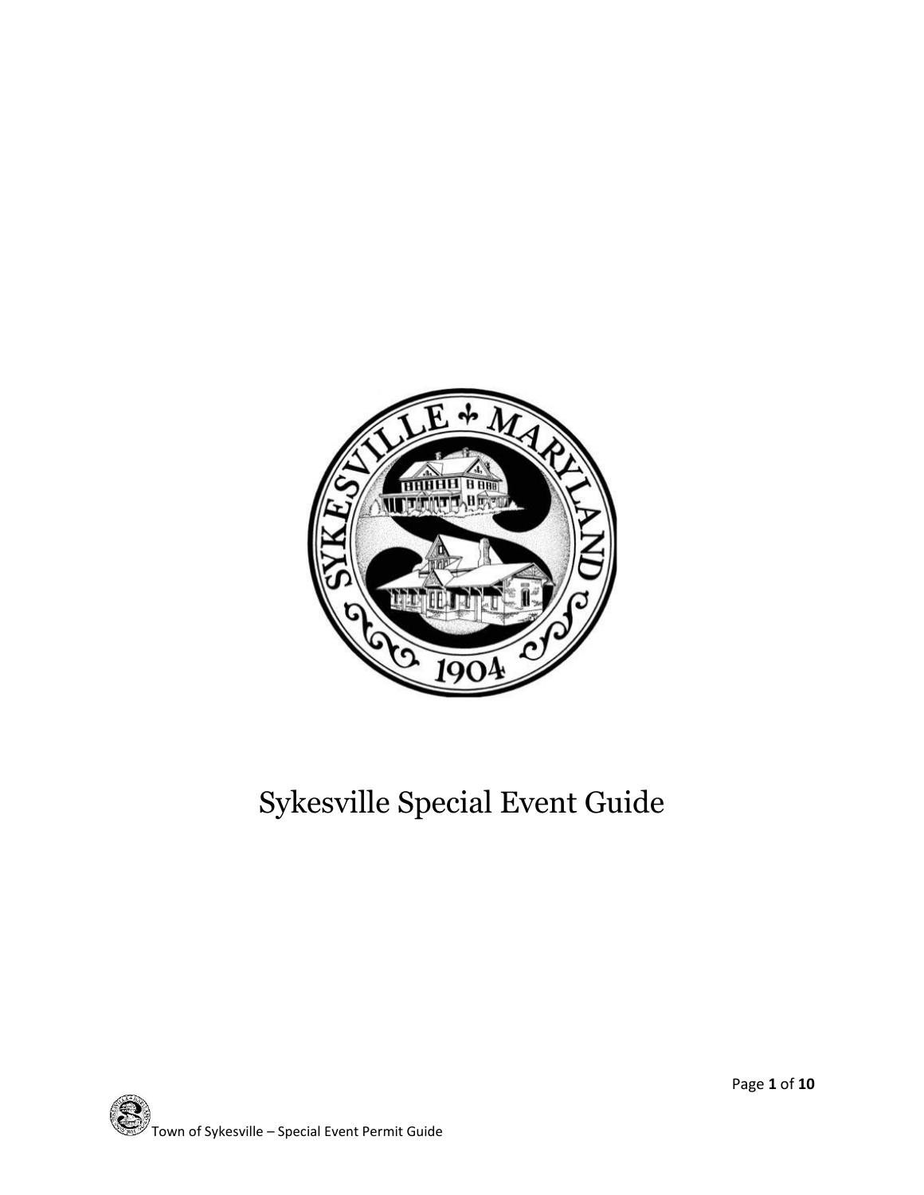# Sykesville Special Event Guide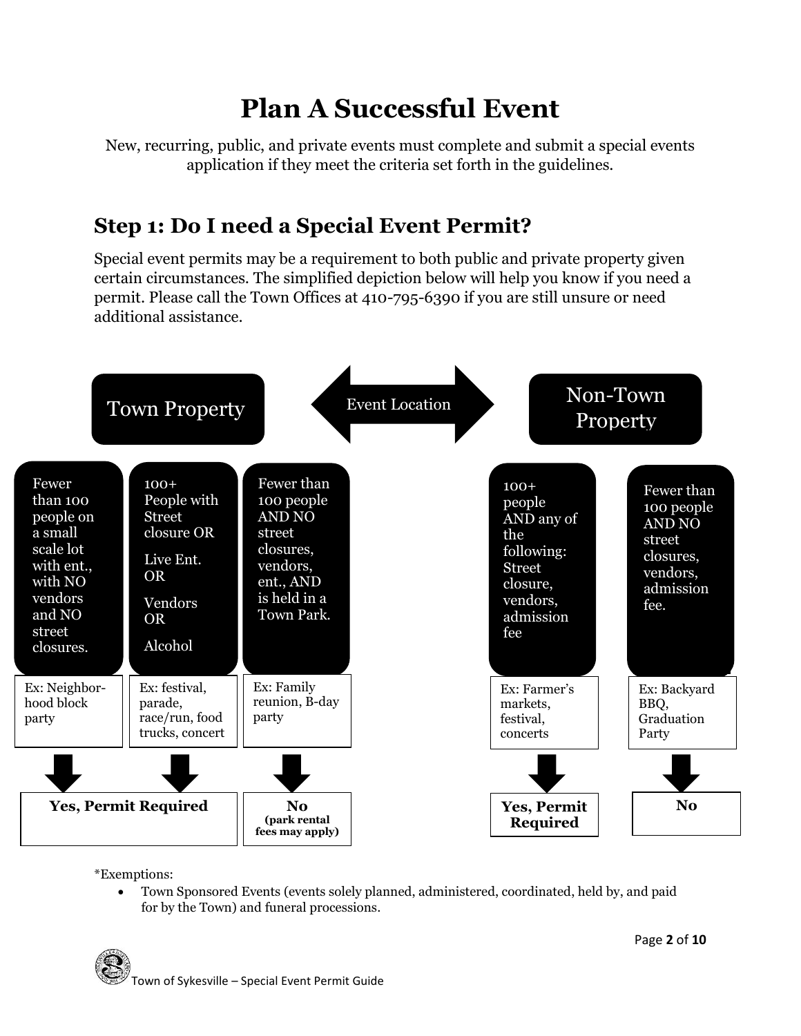# Plan A Successful Event

New, recurring, public, and private events must complete and submit a special events application if they meet the criteria set forth in the guidelines.

## Step 1: Do I need a Special Event Permit?

Special event permits may be a requirement to both public and private property given certain circumstances. The simplified depiction below will help you know if you need a permit. Please call the Town Offices at 410-795-6390 if you are still unsure or need additional assistance.

**Event Location**

**Town Property**

| Criteria | Example | Permit Required? |
|---|---|---|
| Fewer than 100 people on a small scale lot with ent., with NO vendors and NO street closures. | Ex: Neighbor-hood block party | **Yes, Permit Required** |
| 100+ People with Street closure OR Live Ent. OR Vendors OR Alcohol | Ex: festival, parade, race/run, food trucks, concert | **Yes, Permit Required** |
| Fewer than 100 people AND NO street closures, vendors, ent., AND is held in a Town Park. | Ex: Family reunion, B-day party | **No** (park rental fees may apply) |

**Non-Town Property**

| Criteria | Example | Permit Required? |
|---|---|---|
| 100+ people AND any of the following: Street closure, vendors, admission fee | Ex: Farmer's markets, festival, concerts | **Yes, Permit Required** |
| Fewer than 100 people AND NO street closures, vendors, admission fee. | Ex: Backyard BBQ, Graduation Party | **No** |

*Exemptions:

- Town Sponsored Events (events solely planned, administered, coordinated, held by, and paid for by the Town) and funeral processions.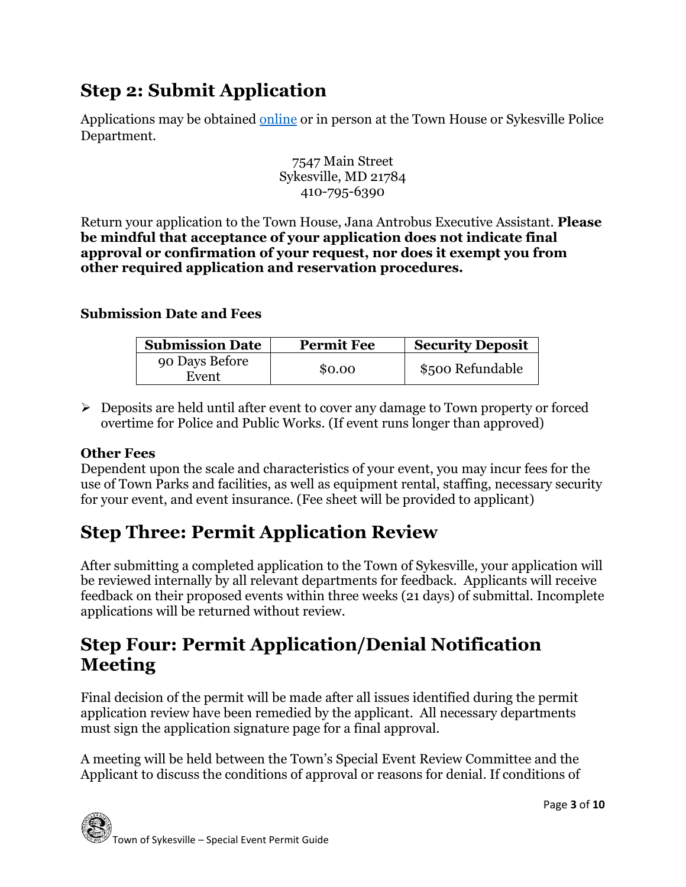## Step 2: Submit Application

Applications may be obtained online or in person at the Town House or Sykesville Police Department.

7547 Main Street
Sykesville, MD 21784
410-795-6390

Return your application to the Town House, Jana Antrobus Executive Assistant. **Please be mindful that acceptance of your application does not indicate final approval or confirmation of your request, nor does it exempt you from other required application and reservation procedures.**

**Submission Date and Fees**

| Submission Date | Permit Fee | Security Deposit |
|---|---|---|
| 90 Days Before Event | $0.00 | $500 Refundable |

- Deposits are held until after event to cover any damage to Town property or forced overtime for Police and Public Works. (If event runs longer than approved)

**Other Fees**
Dependent upon the scale and characteristics of your event, you may incur fees for the use of Town Parks and facilities, as well as equipment rental, staffing, necessary security for your event, and event insurance. (Fee sheet will be provided to applicant)

## Step Three: Permit Application Review

After submitting a completed application to the Town of Sykesville, your application will be reviewed internally by all relevant departments for feedback. Applicants will receive feedback on their proposed events within three weeks (21 days) of submittal. Incomplete applications will be returned without review.

## Step Four: Permit Application/Denial Notification Meeting

Final decision of the permit will be made after all issues identified during the permit application review have been remedied by the applicant. All necessary departments must sign the application signature page for a final approval.

A meeting will be held between the Town's Special Event Review Committee and the Applicant to discuss the conditions of approval or reasons for denial. If conditions of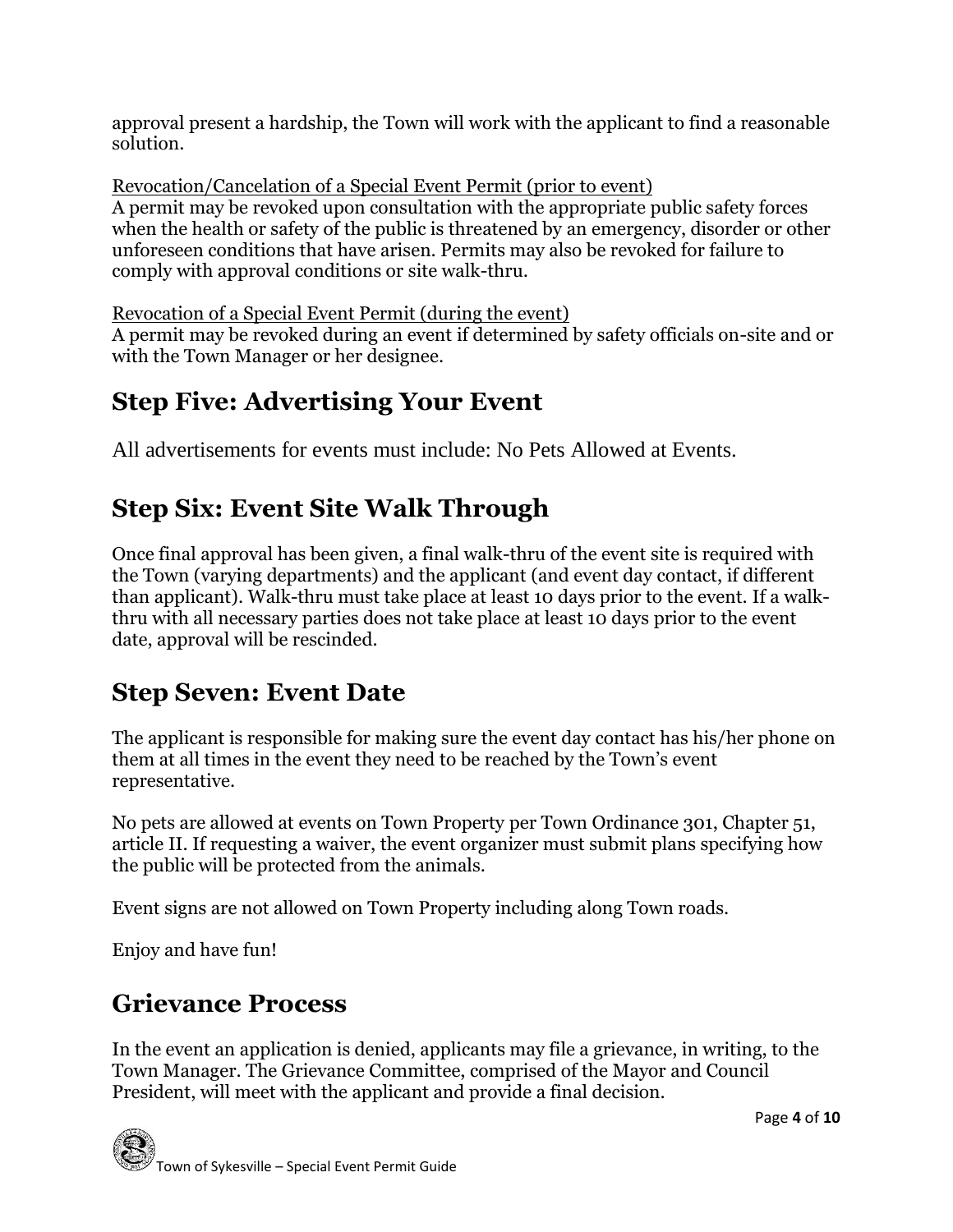approval present a hardship, the Town will work with the applicant to find a reasonable solution.

Revocation/Cancelation of a Special Event Permit (prior to event)
A permit may be revoked upon consultation with the appropriate public safety forces when the health or safety of the public is threatened by an emergency, disorder or other unforeseen conditions that have arisen. Permits may also be revoked for failure to comply with approval conditions or site walk-thru.

Revocation of a Special Event Permit (during the event)
A permit may be revoked during an event if determined by safety officials on-site and or with the Town Manager or her designee.

## Step Five: Advertising Your Event

All advertisements for events must include: No Pets Allowed at Events.

## Step Six: Event Site Walk Through

Once final approval has been given, a final walk-thru of the event site is required with the Town (varying departments) and the applicant (and event day contact, if different than applicant). Walk-thru must take place at least 10 days prior to the event. If a walk-thru with all necessary parties does not take place at least 10 days prior to the event date, approval will be rescinded.

## Step Seven: Event Date

The applicant is responsible for making sure the event day contact has his/her phone on them at all times in the event they need to be reached by the Town's event representative.

No pets are allowed at events on Town Property per Town Ordinance 301, Chapter 51, article II. If requesting a waiver, the event organizer must submit plans specifying how the public will be protected from the animals.

Event signs are not allowed on Town Property including along Town roads.

Enjoy and have fun!

## Grievance Process

In the event an application is denied, applicants may file a grievance, in writing, to the Town Manager. The Grievance Committee, comprised of the Mayor and Council President, will meet with the applicant and provide a final decision.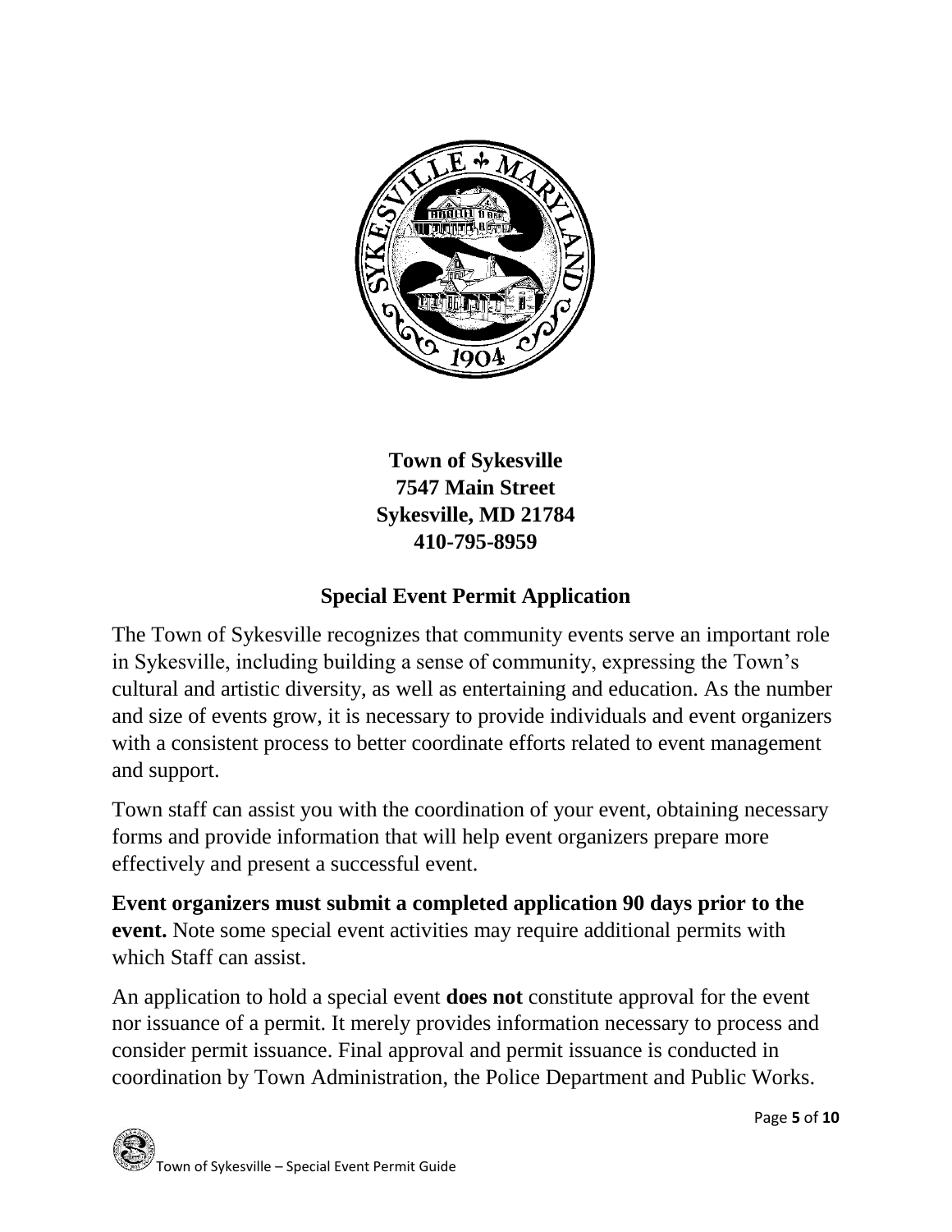**Town of Sykesville**
**7547 Main Street**
**Sykesville, MD 21784**
**410-795-8959**

## Special Event Permit Application

The Town of Sykesville recognizes that community events serve an important role in Sykesville, including building a sense of community, expressing the Town's cultural and artistic diversity, as well as entertaining and education. As the number and size of events grow, it is necessary to provide individuals and event organizers with a consistent process to better coordinate efforts related to event management and support.

Town staff can assist you with the coordination of your event, obtaining necessary forms and provide information that will help event organizers prepare more effectively and present a successful event.

**Event organizers must submit a completed application 90 days prior to the event.** Note some special event activities may require additional permits with which Staff can assist.

An application to hold a special event **does not** constitute approval for the event nor issuance of a permit. It merely provides information necessary to process and consider permit issuance. Final approval and permit issuance is conducted in coordination by Town Administration, the Police Department and Public Works.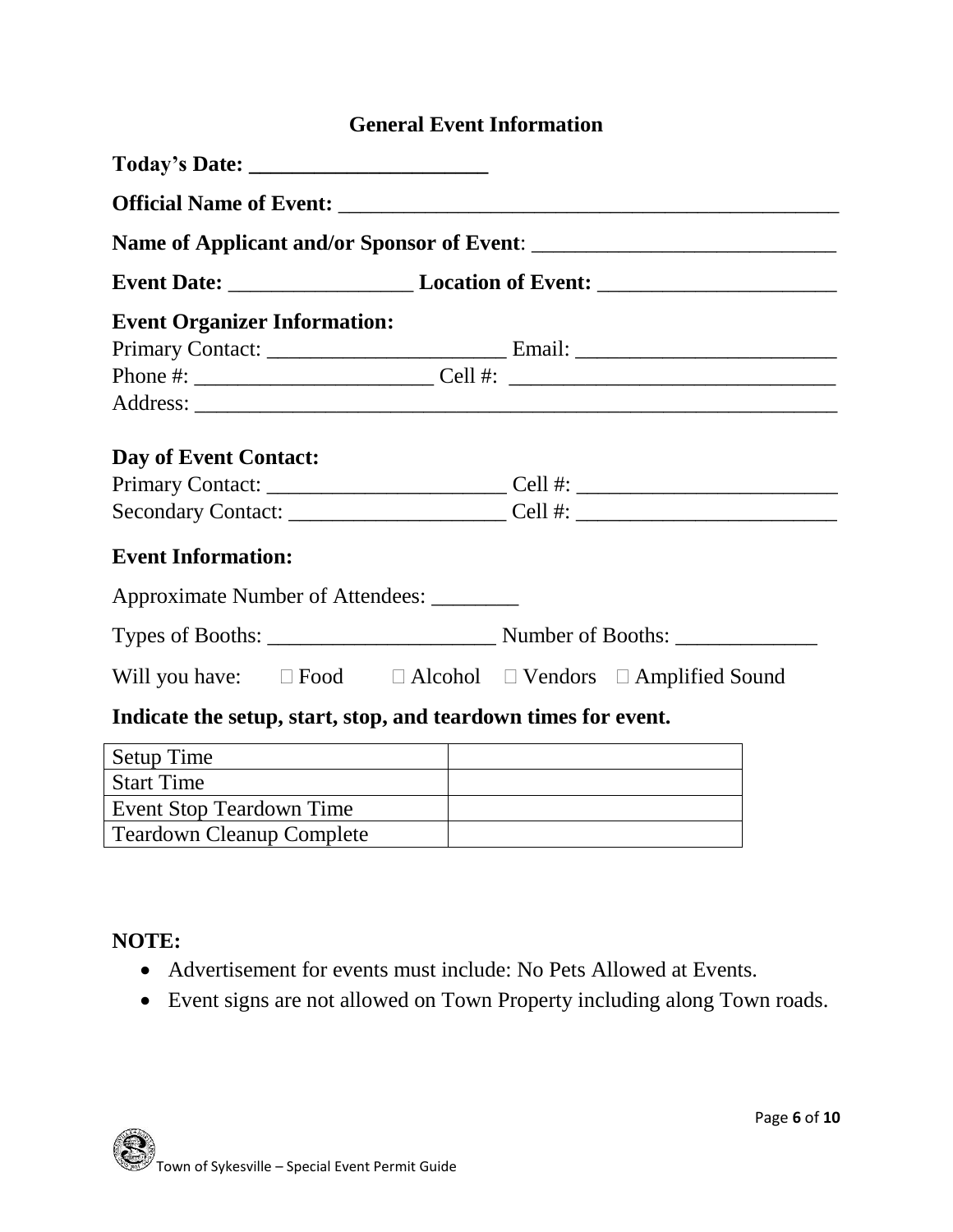## General Event Information

**Today's Date: ______________________**

**Official Name of Event:** ______________________________________________

**Name of Applicant and/or Sponsor of Event**: ____________________________

**Event Date:** _________________ **Location of Event:** ______________________

**Event Organizer Information:**

Primary Contact: ______________________ Email: ________________________

Phone #: ______________________ Cell #: ______________________________

Address: ____________________________________________________________

**Day of Event Contact:**

Primary Contact: ______________________ Cell #: ________________________

Secondary Contact: ____________________ Cell #: ________________________

**Event Information:**

Approximate Number of Attendees: ________

Types of Booths: _____________________ Number of Booths: _____________

Will you have: ☐ Food ☐ Alcohol ☐ Vendors ☐ Amplified Sound

**Indicate the setup, start, stop, and teardown times for event.**

| | |
|---|---|
| Setup Time | |
| Start Time | |
| Event Stop Teardown Time | |
| Teardown Cleanup Complete | |

**NOTE:**

- Advertisement for events must include: No Pets Allowed at Events.
- Event signs are not allowed on Town Property including along Town roads.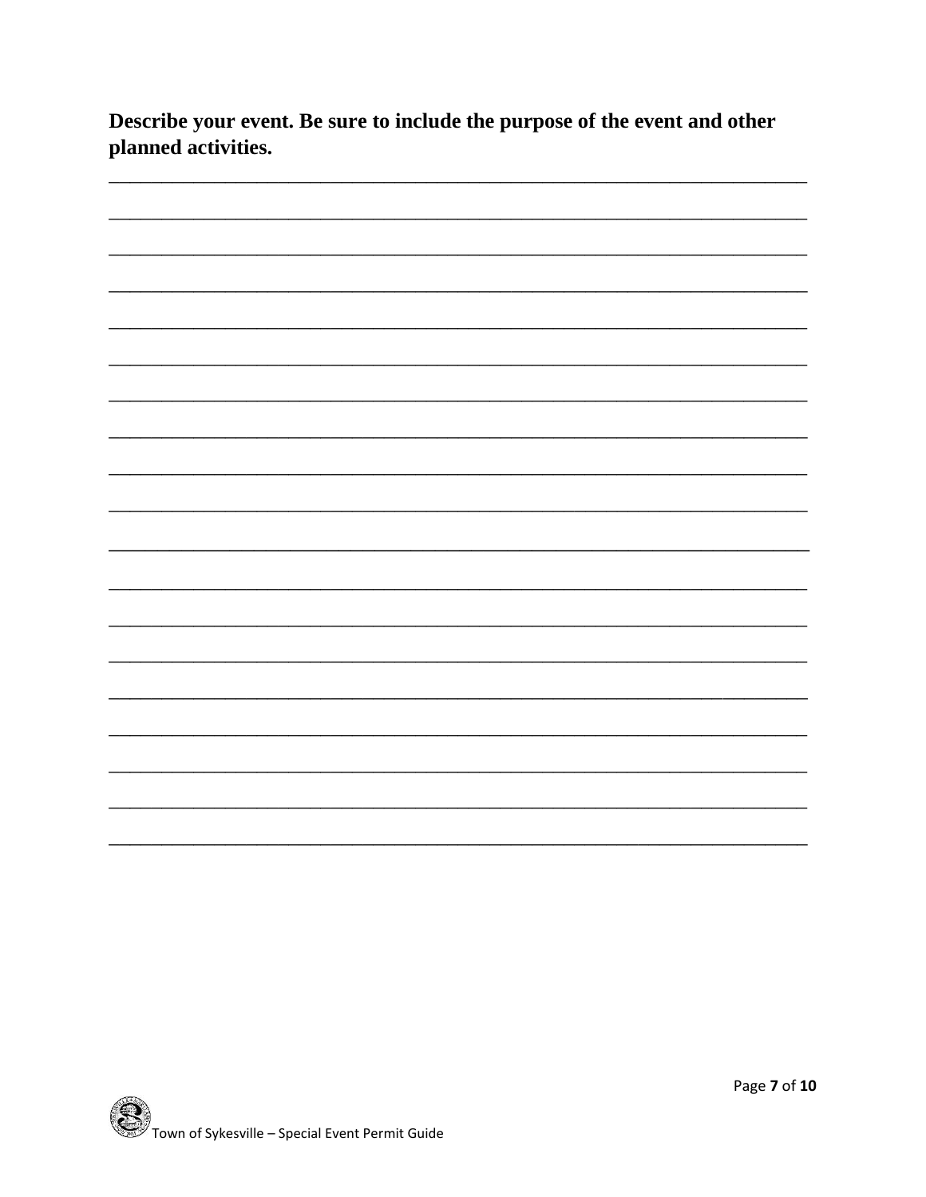**Describe your event. Be sure to include the purpose of the event and other planned activities.**

_____________________________________________________________________________

_____________________________________________________________________________

_____________________________________________________________________________

_____________________________________________________________________________

_____________________________________________________________________________

_____________________________________________________________________________

_____________________________________________________________________________

_____________________________________________________________________________

_____________________________________________________________________________

_____________________________________________________________________________

_____________________________________________________________________________

_____________________________________________________________________________

_____________________________________________________________________________

_____________________________________________________________________________

_____________________________________________________________________________

_____________________________________________________________________________

_____________________________________________________________________________

_____________________________________________________________________________

_____________________________________________________________________________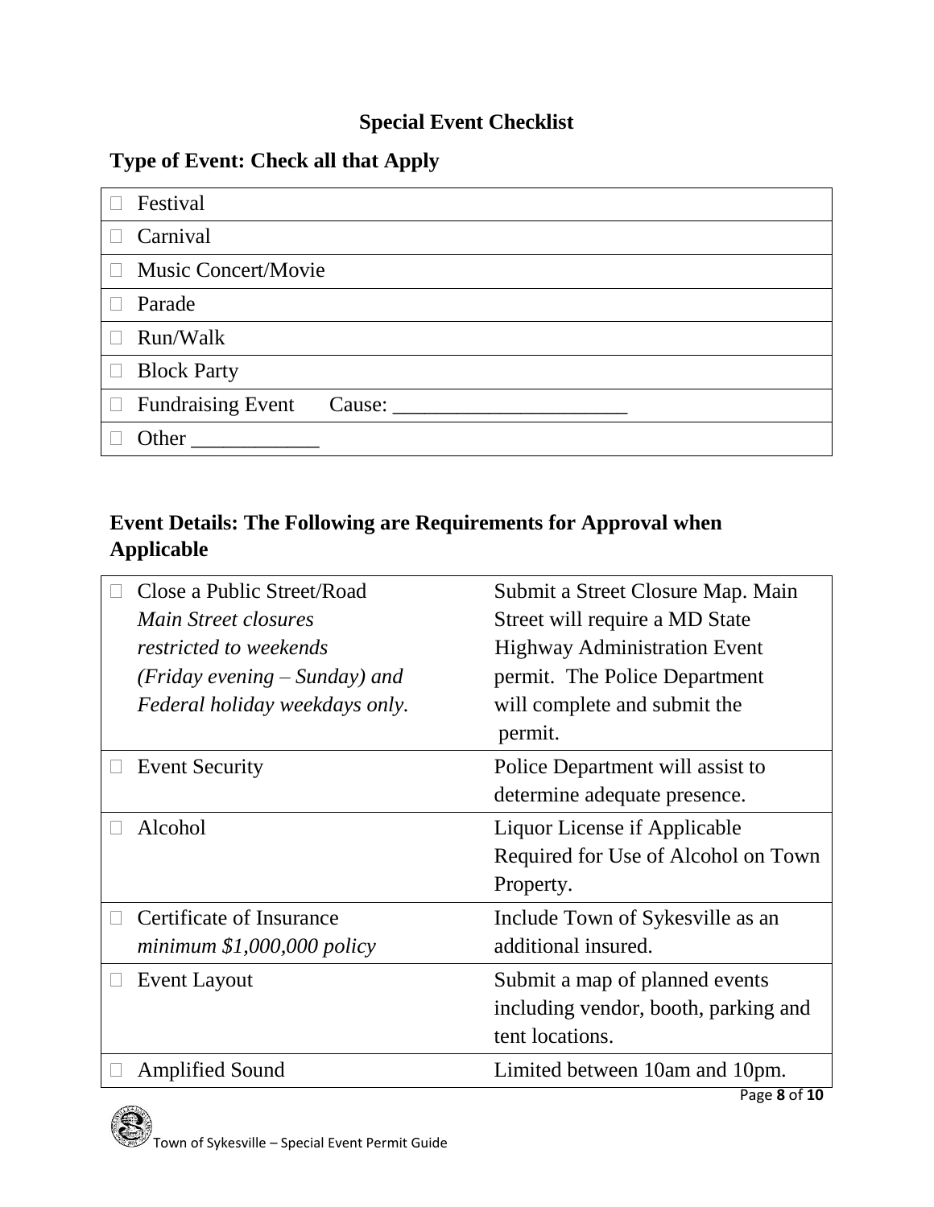## Special Event Checklist

### Type of Event: Check all that Apply

| |
|---|
| ☐ Festival |
| ☐ Carnival |
| ☐ Music Concert/Movie |
| ☐ Parade |
| ☐ Run/Walk |
| ☐ Block Party |
| ☐ Fundraising Event     Cause: ______________________ |
| ☐ Other ____________ |

### Event Details: The Following are Requirements for Approval when Applicable

| | |
|---|---|
| ☐ Close a Public Street/Road *Main Street closures restricted to weekends (Friday evening – Sunday) and Federal holiday weekdays only.* | Submit a Street Closure Map. Main Street will require a MD State Highway Administration Event permit. The Police Department will complete and submit the permit. |
| ☐ Event Security | Police Department will assist to determine adequate presence. |
| ☐ Alcohol | Liquor License if Applicable Required for Use of Alcohol on Town Property. |
| ☐ Certificate of Insurance *minimum $1,000,000 policy* | Include Town of Sykesville as an additional insured. |
| ☐ Event Layout | Submit a map of planned events including vendor, booth, parking and tent locations. |
| ☐ Amplified Sound | Limited between 10am and 10pm. |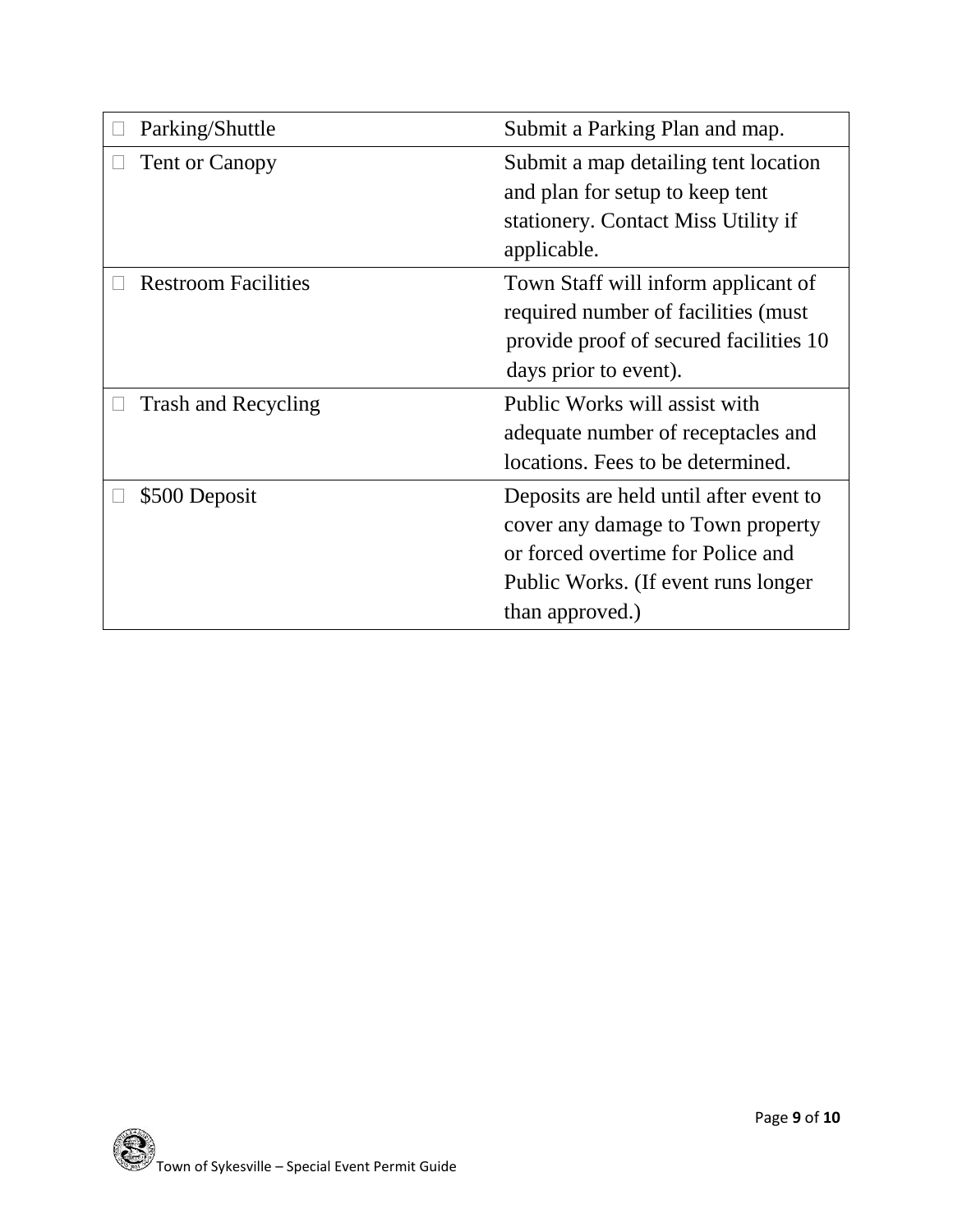| | |
|---|---|
| ☐ Parking/Shuttle | Submit a Parking Plan and map. |
| ☐ Tent or Canopy | Submit a map detailing tent location and plan for setup to keep tent stationery. Contact Miss Utility if applicable. |
| ☐ Restroom Facilities | Town Staff will inform applicant of required number of facilities (must provide proof of secured facilities 10 days prior to event). |
| ☐ Trash and Recycling | Public Works will assist with adequate number of receptacles and locations. Fees to be determined. |
| ☐ $500 Deposit | Deposits are held until after event to cover any damage to Town property or forced overtime for Police and Public Works. (If event runs longer than approved.) |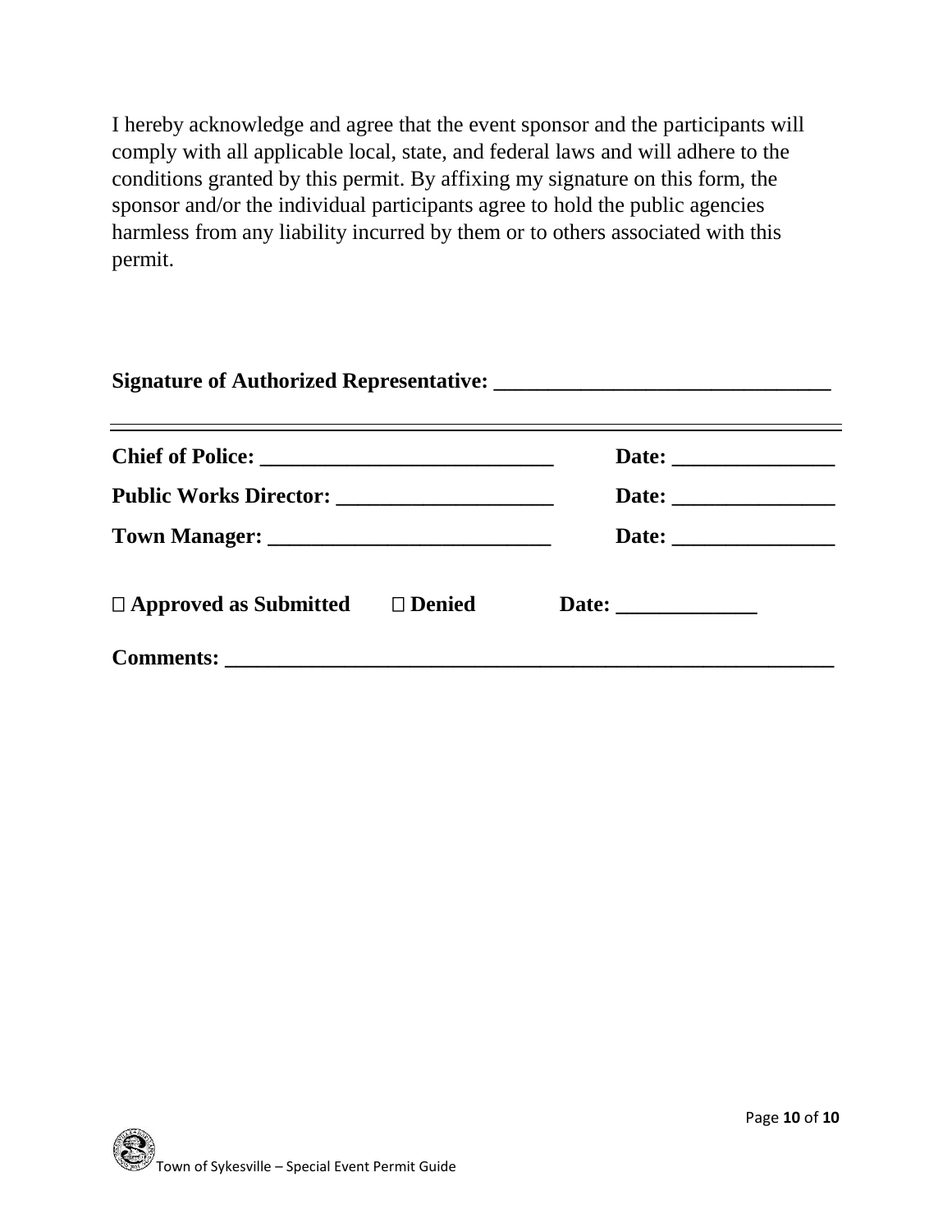I hereby acknowledge and agree that the event sponsor and the participants will comply with all applicable local, state, and federal laws and will adhere to the conditions granted by this permit. By affixing my signature on this form, the sponsor and/or the individual participants agree to hold the public agencies harmless from any liability incurred by them or to others associated with this permit.

**Signature of Authorized Representative: _______________________________**

---

**Chief of Police: ___________________________** **Date: _______________**

**Public Works Director: ____________________** **Date: _______________**

**Town Manager: __________________________** **Date: _______________**

**☐ Approved as Submitted** **☐ Denied** **Date: _____________**

**Comments: ________________________________________________________**